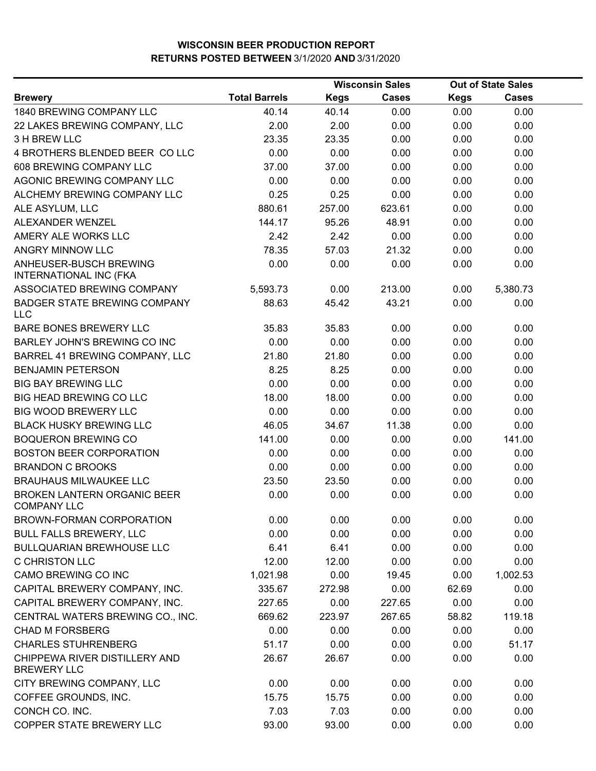# WISCONSIN BEER PRODUCTION REPORT

## RETURNS POSTED BETWEEN 3/1/2020 AND 3/31/2020

| Brewery | Total Barrels | Wisconsin Sales | | Out of State Sales | |
|---|---|---|---|---|---|
| | | Kegs | Cases | Kegs | Cases |
| 1840 BREWING COMPANY LLC | 40.14 | 40.14 | 0.00 | 0.00 | 0.00 |
| 22 LAKES BREWING COMPANY, LLC | 2.00 | 2.00 | 0.00 | 0.00 | 0.00 |
| 3 H BREW LLC | 23.35 | 23.35 | 0.00 | 0.00 | 0.00 |
| 4 BROTHERS BLENDED BEER CO LLC | 0.00 | 0.00 | 0.00 | 0.00 | 0.00 |
| 608 BREWING COMPANY LLC | 37.00 | 37.00 | 0.00 | 0.00 | 0.00 |
| AGONIC BREWING COMPANY LLC | 0.00 | 0.00 | 0.00 | 0.00 | 0.00 |
| ALCHEMY BREWING COMPANY LLC | 0.25 | 0.25 | 0.00 | 0.00 | 0.00 |
| ALE ASYLUM, LLC | 880.61 | 257.00 | 623.61 | 0.00 | 0.00 |
| ALEXANDER WENZEL | 144.17 | 95.26 | 48.91 | 0.00 | 0.00 |
| AMERY ALE WORKS LLC | 2.42 | 2.42 | 0.00 | 0.00 | 0.00 |
| ANGRY MINNOW LLC | 78.35 | 57.03 | 21.32 | 0.00 | 0.00 |
| ANHEUSER-BUSCH BREWING INTERNATIONAL INC (FKA | 0.00 | 0.00 | 0.00 | 0.00 | 0.00 |
| ASSOCIATED BREWING COMPANY | 5,593.73 | 0.00 | 213.00 | 0.00 | 5,380.73 |
| BADGER STATE BREWING COMPANY LLC | 88.63 | 45.42 | 43.21 | 0.00 | 0.00 |
| BARE BONES BREWERY LLC | 35.83 | 35.83 | 0.00 | 0.00 | 0.00 |
| BARLEY JOHN'S BREWING CO INC | 0.00 | 0.00 | 0.00 | 0.00 | 0.00 |
| BARREL 41 BREWING COMPANY, LLC | 21.80 | 21.80 | 0.00 | 0.00 | 0.00 |
| BENJAMIN PETERSON | 8.25 | 8.25 | 0.00 | 0.00 | 0.00 |
| BIG BAY BREWING LLC | 0.00 | 0.00 | 0.00 | 0.00 | 0.00 |
| BIG HEAD BREWING CO LLC | 18.00 | 18.00 | 0.00 | 0.00 | 0.00 |
| BIG WOOD BREWERY LLC | 0.00 | 0.00 | 0.00 | 0.00 | 0.00 |
| BLACK HUSKY BREWING LLC | 46.05 | 34.67 | 11.38 | 0.00 | 0.00 |
| BOQUERON BREWING CO | 141.00 | 0.00 | 0.00 | 0.00 | 141.00 |
| BOSTON BEER CORPORATION | 0.00 | 0.00 | 0.00 | 0.00 | 0.00 |
| BRANDON C BROOKS | 0.00 | 0.00 | 0.00 | 0.00 | 0.00 |
| BRAUHAUS MILWAUKEE LLC | 23.50 | 23.50 | 0.00 | 0.00 | 0.00 |
| BROKEN LANTERN ORGANIC BEER COMPANY LLC | 0.00 | 0.00 | 0.00 | 0.00 | 0.00 |
| BROWN-FORMAN CORPORATION | 0.00 | 0.00 | 0.00 | 0.00 | 0.00 |
| BULL FALLS BREWERY, LLC | 0.00 | 0.00 | 0.00 | 0.00 | 0.00 |
| BULLQUARIAN BREWHOUSE LLC | 6.41 | 6.41 | 0.00 | 0.00 | 0.00 |
| C CHRISTON LLC | 12.00 | 12.00 | 0.00 | 0.00 | 0.00 |
| CAMO BREWING CO INC | 1,021.98 | 0.00 | 19.45 | 0.00 | 1,002.53 |
| CAPITAL BREWERY COMPANY, INC. | 335.67 | 272.98 | 0.00 | 62.69 | 0.00 |
| CAPITAL BREWERY COMPANY, INC. | 227.65 | 0.00 | 227.65 | 0.00 | 0.00 |
| CENTRAL WATERS BREWING CO., INC. | 669.62 | 223.97 | 267.65 | 58.82 | 119.18 |
| CHAD M FORSBERG | 0.00 | 0.00 | 0.00 | 0.00 | 0.00 |
| CHARLES STUHRENBERG | 51.17 | 0.00 | 0.00 | 0.00 | 51.17 |
| CHIPPEWA RIVER DISTILLERY AND BREWERY LLC | 26.67 | 26.67 | 0.00 | 0.00 | 0.00 |
| CITY BREWING COMPANY, LLC | 0.00 | 0.00 | 0.00 | 0.00 | 0.00 |
| COFFEE GROUNDS, INC. | 15.75 | 15.75 | 0.00 | 0.00 | 0.00 |
| CONCH CO. INC. | 7.03 | 7.03 | 0.00 | 0.00 | 0.00 |
| COPPER STATE BREWERY LLC | 93.00 | 93.00 | 0.00 | 0.00 | 0.00 |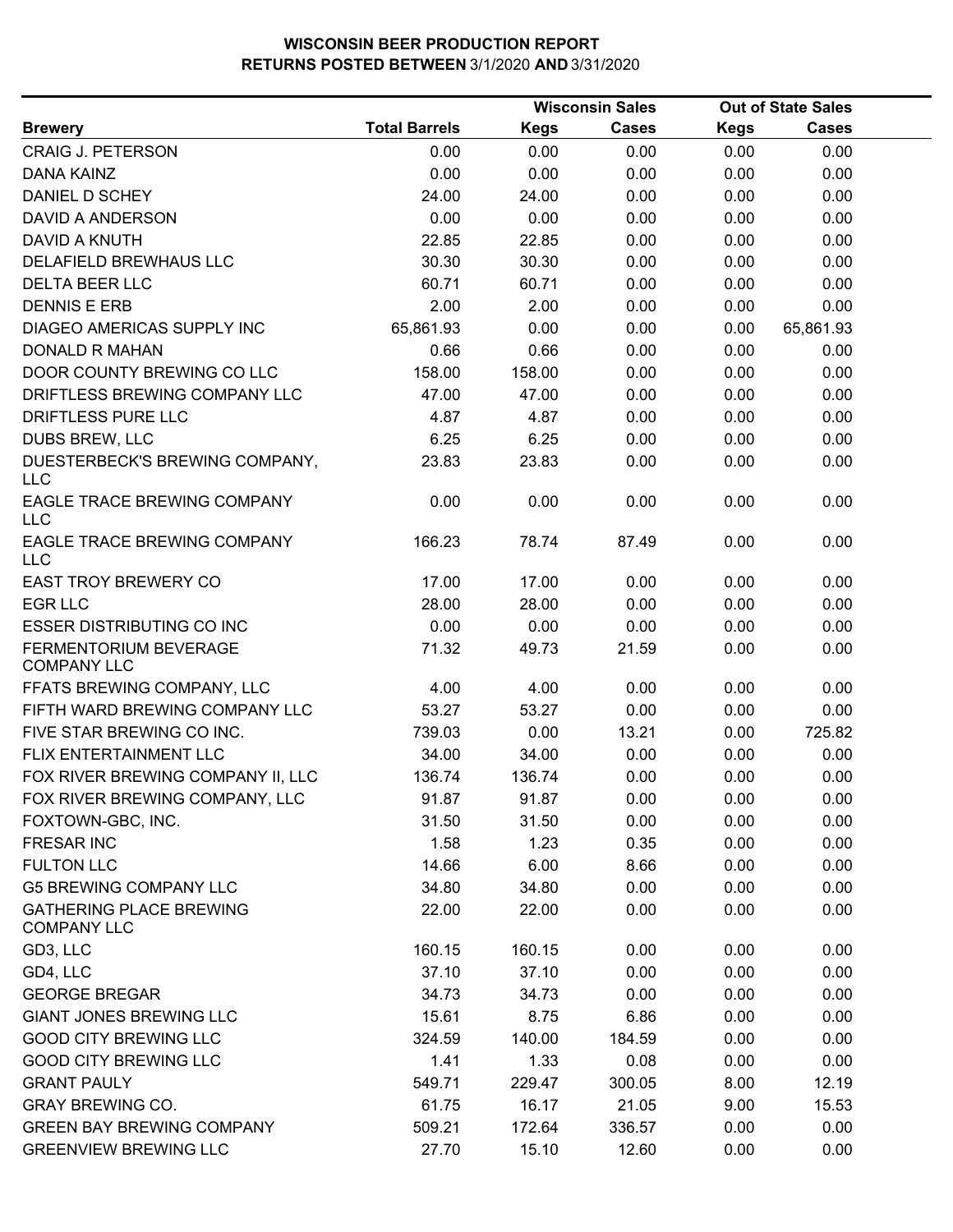# WISCONSIN BEER PRODUCTION REPORT
## RETURNS POSTED BETWEEN 3/1/2020 AND 3/31/2020

| Brewery | Total Barrels | Wisconsin Sales Kegs | Wisconsin Sales Cases | Out of State Sales Kegs | Out of State Sales Cases |
|---|---|---|---|---|---|
| CRAIG J. PETERSON | 0.00 | 0.00 | 0.00 | 0.00 | 0.00 |
| DANA KAINZ | 0.00 | 0.00 | 0.00 | 0.00 | 0.00 |
| DANIEL D SCHEY | 24.00 | 24.00 | 0.00 | 0.00 | 0.00 |
| DAVID A ANDERSON | 0.00 | 0.00 | 0.00 | 0.00 | 0.00 |
| DAVID A KNUTH | 22.85 | 22.85 | 0.00 | 0.00 | 0.00 |
| DELAFIELD BREWHAUS LLC | 30.30 | 30.30 | 0.00 | 0.00 | 0.00 |
| DELTA BEER LLC | 60.71 | 60.71 | 0.00 | 0.00 | 0.00 |
| DENNIS E ERB | 2.00 | 2.00 | 0.00 | 0.00 | 0.00 |
| DIAGEO AMERICAS SUPPLY INC | 65,861.93 | 0.00 | 0.00 | 0.00 | 65,861.93 |
| DONALD R MAHAN | 0.66 | 0.66 | 0.00 | 0.00 | 0.00 |
| DOOR COUNTY BREWING CO LLC | 158.00 | 158.00 | 0.00 | 0.00 | 0.00 |
| DRIFTLESS BREWING COMPANY LLC | 47.00 | 47.00 | 0.00 | 0.00 | 0.00 |
| DRIFTLESS PURE LLC | 4.87 | 4.87 | 0.00 | 0.00 | 0.00 |
| DUBS BREW, LLC | 6.25 | 6.25 | 0.00 | 0.00 | 0.00 |
| DUESTERBECK'S BREWING COMPANY, LLC | 23.83 | 23.83 | 0.00 | 0.00 | 0.00 |
| EAGLE TRACE BREWING COMPANY LLC | 0.00 | 0.00 | 0.00 | 0.00 | 0.00 |
| EAGLE TRACE BREWING COMPANY LLC | 166.23 | 78.74 | 87.49 | 0.00 | 0.00 |
| EAST TROY BREWERY CO | 17.00 | 17.00 | 0.00 | 0.00 | 0.00 |
| EGR LLC | 28.00 | 28.00 | 0.00 | 0.00 | 0.00 |
| ESSER DISTRIBUTING CO INC | 0.00 | 0.00 | 0.00 | 0.00 | 0.00 |
| FERMENTORIUM BEVERAGE COMPANY LLC | 71.32 | 49.73 | 21.59 | 0.00 | 0.00 |
| FFATS BREWING COMPANY, LLC | 4.00 | 4.00 | 0.00 | 0.00 | 0.00 |
| FIFTH WARD BREWING COMPANY LLC | 53.27 | 53.27 | 0.00 | 0.00 | 0.00 |
| FIVE STAR BREWING CO INC. | 739.03 | 0.00 | 13.21 | 0.00 | 725.82 |
| FLIX ENTERTAINMENT LLC | 34.00 | 34.00 | 0.00 | 0.00 | 0.00 |
| FOX RIVER BREWING COMPANY II, LLC | 136.74 | 136.74 | 0.00 | 0.00 | 0.00 |
| FOX RIVER BREWING COMPANY, LLC | 91.87 | 91.87 | 0.00 | 0.00 | 0.00 |
| FOXTOWN-GBC, INC. | 31.50 | 31.50 | 0.00 | 0.00 | 0.00 |
| FRESAR INC | 1.58 | 1.23 | 0.35 | 0.00 | 0.00 |
| FULTON LLC | 14.66 | 6.00 | 8.66 | 0.00 | 0.00 |
| G5 BREWING COMPANY LLC | 34.80 | 34.80 | 0.00 | 0.00 | 0.00 |
| GATHERING PLACE BREWING COMPANY LLC | 22.00 | 22.00 | 0.00 | 0.00 | 0.00 |
| GD3, LLC | 160.15 | 160.15 | 0.00 | 0.00 | 0.00 |
| GD4, LLC | 37.10 | 37.10 | 0.00 | 0.00 | 0.00 |
| GEORGE BREGAR | 34.73 | 34.73 | 0.00 | 0.00 | 0.00 |
| GIANT JONES BREWING LLC | 15.61 | 8.75 | 6.86 | 0.00 | 0.00 |
| GOOD CITY BREWING LLC | 324.59 | 140.00 | 184.59 | 0.00 | 0.00 |
| GOOD CITY BREWING LLC | 1.41 | 1.33 | 0.08 | 0.00 | 0.00 |
| GRANT PAULY | 549.71 | 229.47 | 300.05 | 8.00 | 12.19 |
| GRAY BREWING CO. | 61.75 | 16.17 | 21.05 | 9.00 | 15.53 |
| GREEN BAY BREWING COMPANY | 509.21 | 172.64 | 336.57 | 0.00 | 0.00 |
| GREENVIEW BREWING LLC | 27.70 | 15.10 | 12.60 | 0.00 | 0.00 |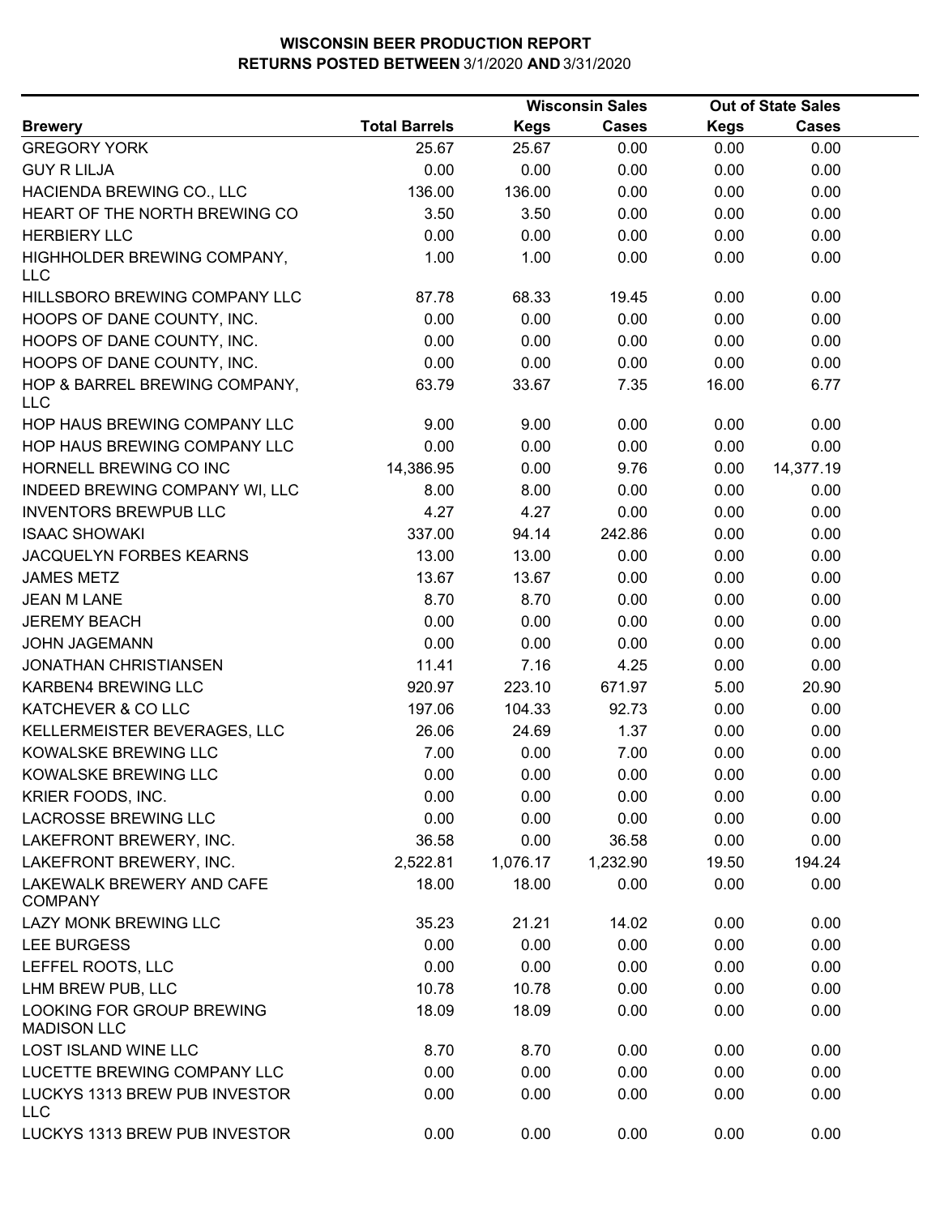**WISCONSIN BEER PRODUCTION REPORT**
**RETURNS POSTED BETWEEN 3/1/2020 AND 3/31/2020**

| | | Wisconsin Sales | | Out of State Sales | |
|---|---|---|---|---|---|
| **Brewery** | **Total Barrels** | **Kegs** | **Cases** | **Kegs** | **Cases** |
| GREGORY YORK | 25.67 | 25.67 | 0.00 | 0.00 | 0.00 |
| GUY R LILJA | 0.00 | 0.00 | 0.00 | 0.00 | 0.00 |
| HACIENDA BREWING CO., LLC | 136.00 | 136.00 | 0.00 | 0.00 | 0.00 |
| HEART OF THE NORTH BREWING CO | 3.50 | 3.50 | 0.00 | 0.00 | 0.00 |
| HERBIERY LLC | 0.00 | 0.00 | 0.00 | 0.00 | 0.00 |
| HIGHHOLDER BREWING COMPANY, LLC | 1.00 | 1.00 | 0.00 | 0.00 | 0.00 |
| HILLSBORO BREWING COMPANY LLC | 87.78 | 68.33 | 19.45 | 0.00 | 0.00 |
| HOOPS OF DANE COUNTY, INC. | 0.00 | 0.00 | 0.00 | 0.00 | 0.00 |
| HOOPS OF DANE COUNTY, INC. | 0.00 | 0.00 | 0.00 | 0.00 | 0.00 |
| HOOPS OF DANE COUNTY, INC. | 0.00 | 0.00 | 0.00 | 0.00 | 0.00 |
| HOP & BARREL BREWING COMPANY, LLC | 63.79 | 33.67 | 7.35 | 16.00 | 6.77 |
| HOP HAUS BREWING COMPANY LLC | 9.00 | 9.00 | 0.00 | 0.00 | 0.00 |
| HOP HAUS BREWING COMPANY LLC | 0.00 | 0.00 | 0.00 | 0.00 | 0.00 |
| HORNELL BREWING CO INC | 14,386.95 | 0.00 | 9.76 | 0.00 | 14,377.19 |
| INDEED BREWING COMPANY WI, LLC | 8.00 | 8.00 | 0.00 | 0.00 | 0.00 |
| INVENTORS BREWPUB LLC | 4.27 | 4.27 | 0.00 | 0.00 | 0.00 |
| ISAAC SHOWAKI | 337.00 | 94.14 | 242.86 | 0.00 | 0.00 |
| JACQUELYN FORBES KEARNS | 13.00 | 13.00 | 0.00 | 0.00 | 0.00 |
| JAMES METZ | 13.67 | 13.67 | 0.00 | 0.00 | 0.00 |
| JEAN M LANE | 8.70 | 8.70 | 0.00 | 0.00 | 0.00 |
| JEREMY BEACH | 0.00 | 0.00 | 0.00 | 0.00 | 0.00 |
| JOHN JAGEMANN | 0.00 | 0.00 | 0.00 | 0.00 | 0.00 |
| JONATHAN CHRISTIANSEN | 11.41 | 7.16 | 4.25 | 0.00 | 0.00 |
| KARBEN4 BREWING LLC | 920.97 | 223.10 | 671.97 | 5.00 | 20.90 |
| KATCHEVER & CO LLC | 197.06 | 104.33 | 92.73 | 0.00 | 0.00 |
| KELLERMEISTER BEVERAGES, LLC | 26.06 | 24.69 | 1.37 | 0.00 | 0.00 |
| KOWALSKE BREWING LLC | 7.00 | 0.00 | 7.00 | 0.00 | 0.00 |
| KOWALSKE BREWING LLC | 0.00 | 0.00 | 0.00 | 0.00 | 0.00 |
| KRIER FOODS, INC. | 0.00 | 0.00 | 0.00 | 0.00 | 0.00 |
| LACROSSE BREWING LLC | 0.00 | 0.00 | 0.00 | 0.00 | 0.00 |
| LAKEFRONT BREWERY, INC. | 36.58 | 0.00 | 36.58 | 0.00 | 0.00 |
| LAKEFRONT BREWERY, INC. | 2,522.81 | 1,076.17 | 1,232.90 | 19.50 | 194.24 |
| LAKEWALK BREWERY AND CAFE COMPANY | 18.00 | 18.00 | 0.00 | 0.00 | 0.00 |
| LAZY MONK BREWING LLC | 35.23 | 21.21 | 14.02 | 0.00 | 0.00 |
| LEE BURGESS | 0.00 | 0.00 | 0.00 | 0.00 | 0.00 |
| LEFFEL ROOTS, LLC | 0.00 | 0.00 | 0.00 | 0.00 | 0.00 |
| LHM BREW PUB, LLC | 10.78 | 10.78 | 0.00 | 0.00 | 0.00 |
| LOOKING FOR GROUP BREWING MADISON LLC | 18.09 | 18.09 | 0.00 | 0.00 | 0.00 |
| LOST ISLAND WINE LLC | 8.70 | 8.70 | 0.00 | 0.00 | 0.00 |
| LUCETTE BREWING COMPANY LLC | 0.00 | 0.00 | 0.00 | 0.00 | 0.00 |
| LUCKYS 1313 BREW PUB INVESTOR LLC | 0.00 | 0.00 | 0.00 | 0.00 | 0.00 |
| LUCKYS 1313 BREW PUB INVESTOR | 0.00 | 0.00 | 0.00 | 0.00 | 0.00 |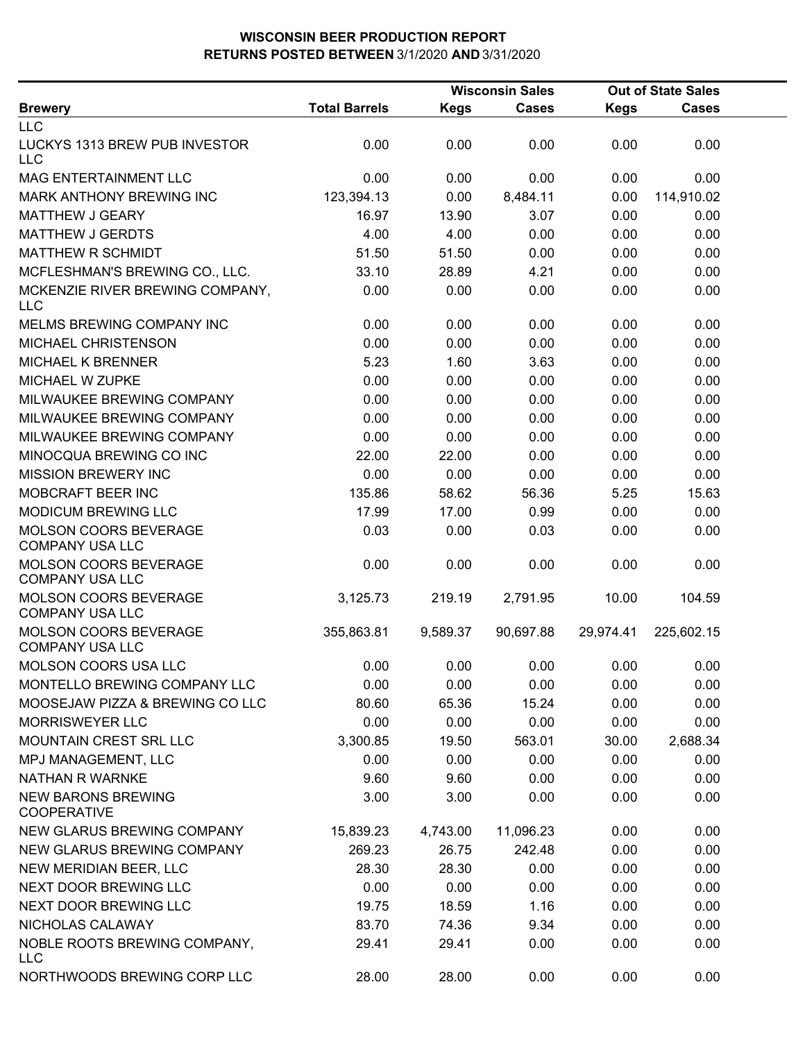# WISCONSIN BEER PRODUCTION REPORT
## RETURNS POSTED BETWEEN 3/1/2020 AND 3/31/2020

| Brewery | Total Barrels | Wisconsin Sales Kegs | Wisconsin Sales Cases | Out of State Sales Kegs | Out of State Sales Cases |
|---|---|---|---|---|---|
| LLC | | | | | |
| LUCKYS 1313 BREW PUB INVESTOR LLC | 0.00 | 0.00 | 0.00 | 0.00 | 0.00 |
| MAG ENTERTAINMENT LLC | 0.00 | 0.00 | 0.00 | 0.00 | 0.00 |
| MARK ANTHONY BREWING INC | 123,394.13 | 0.00 | 8,484.11 | 0.00 | 114,910.02 |
| MATTHEW J GEARY | 16.97 | 13.90 | 3.07 | 0.00 | 0.00 |
| MATTHEW J GERDTS | 4.00 | 4.00 | 0.00 | 0.00 | 0.00 |
| MATTHEW R SCHMIDT | 51.50 | 51.50 | 0.00 | 0.00 | 0.00 |
| MCFLESHMAN'S BREWING CO., LLC. | 33.10 | 28.89 | 4.21 | 0.00 | 0.00 |
| MCKENZIE RIVER BREWING COMPANY, LLC | 0.00 | 0.00 | 0.00 | 0.00 | 0.00 |
| MELMS BREWING COMPANY INC | 0.00 | 0.00 | 0.00 | 0.00 | 0.00 |
| MICHAEL CHRISTENSON | 0.00 | 0.00 | 0.00 | 0.00 | 0.00 |
| MICHAEL K BRENNER | 5.23 | 1.60 | 3.63 | 0.00 | 0.00 |
| MICHAEL W ZUPKE | 0.00 | 0.00 | 0.00 | 0.00 | 0.00 |
| MILWAUKEE BREWING COMPANY | 0.00 | 0.00 | 0.00 | 0.00 | 0.00 |
| MILWAUKEE BREWING COMPANY | 0.00 | 0.00 | 0.00 | 0.00 | 0.00 |
| MILWAUKEE BREWING COMPANY | 0.00 | 0.00 | 0.00 | 0.00 | 0.00 |
| MINOCQUA BREWING CO INC | 22.00 | 22.00 | 0.00 | 0.00 | 0.00 |
| MISSION BREWERY INC | 0.00 | 0.00 | 0.00 | 0.00 | 0.00 |
| MOBCRAFT BEER INC | 135.86 | 58.62 | 56.36 | 5.25 | 15.63 |
| MODICUM BREWING LLC | 17.99 | 17.00 | 0.99 | 0.00 | 0.00 |
| MOLSON COORS BEVERAGE COMPANY USA LLC | 0.03 | 0.00 | 0.03 | 0.00 | 0.00 |
| MOLSON COORS BEVERAGE COMPANY USA LLC | 0.00 | 0.00 | 0.00 | 0.00 | 0.00 |
| MOLSON COORS BEVERAGE COMPANY USA LLC | 3,125.73 | 219.19 | 2,791.95 | 10.00 | 104.59 |
| MOLSON COORS BEVERAGE COMPANY USA LLC | 355,863.81 | 9,589.37 | 90,697.88 | 29,974.41 | 225,602.15 |
| MOLSON COORS USA LLC | 0.00 | 0.00 | 0.00 | 0.00 | 0.00 |
| MONTELLO BREWING COMPANY LLC | 0.00 | 0.00 | 0.00 | 0.00 | 0.00 |
| MOOSEJAW PIZZA & BREWING CO LLC | 80.60 | 65.36 | 15.24 | 0.00 | 0.00 |
| MORRISWEYER LLC | 0.00 | 0.00 | 0.00 | 0.00 | 0.00 |
| MOUNTAIN CREST SRL LLC | 3,300.85 | 19.50 | 563.01 | 30.00 | 2,688.34 |
| MPJ MANAGEMENT, LLC | 0.00 | 0.00 | 0.00 | 0.00 | 0.00 |
| NATHAN R WARNKE | 9.60 | 9.60 | 0.00 | 0.00 | 0.00 |
| NEW BARONS BREWING COOPERATIVE | 3.00 | 3.00 | 0.00 | 0.00 | 0.00 |
| NEW GLARUS BREWING COMPANY | 15,839.23 | 4,743.00 | 11,096.23 | 0.00 | 0.00 |
| NEW GLARUS BREWING COMPANY | 269.23 | 26.75 | 242.48 | 0.00 | 0.00 |
| NEW MERIDIAN BEER, LLC | 28.30 | 28.30 | 0.00 | 0.00 | 0.00 |
| NEXT DOOR BREWING LLC | 0.00 | 0.00 | 0.00 | 0.00 | 0.00 |
| NEXT DOOR BREWING LLC | 19.75 | 18.59 | 1.16 | 0.00 | 0.00 |
| NICHOLAS CALAWAY | 83.70 | 74.36 | 9.34 | 0.00 | 0.00 |
| NOBLE ROOTS BREWING COMPANY, LLC | 29.41 | 29.41 | 0.00 | 0.00 | 0.00 |
| NORTHWOODS BREWING CORP LLC | 28.00 | 28.00 | 0.00 | 0.00 | 0.00 |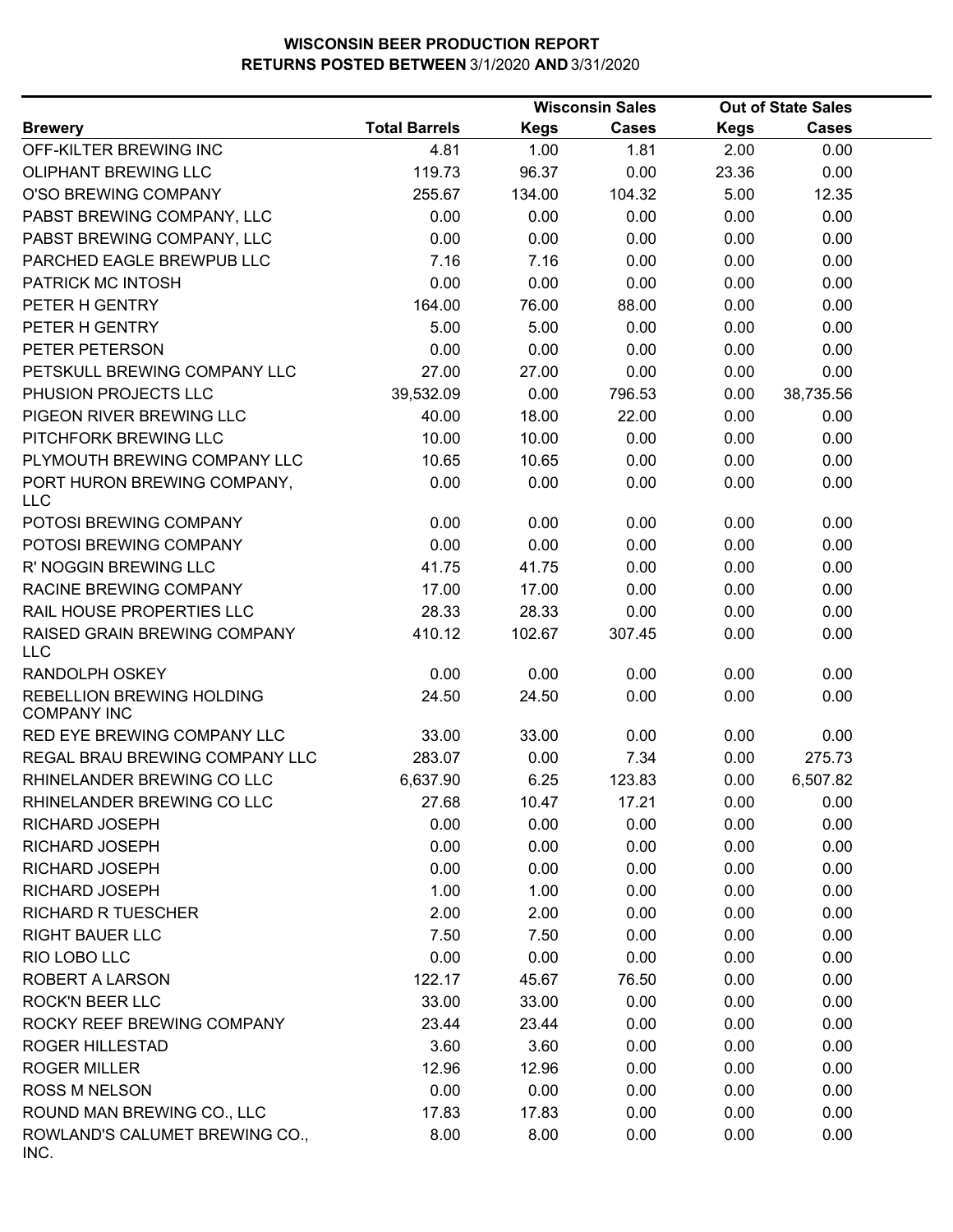# WISCONSIN BEER PRODUCTION REPORT
## RETURNS POSTED BETWEEN 3/1/2020 AND 3/31/2020

| Brewery | Total Barrels | Wisconsin Sales | | Out of State Sales | |
|---|---|---|---|---|---|
| | | Kegs | Cases | Kegs | Cases |
| OFF-KILTER BREWING INC | 4.81 | 1.00 | 1.81 | 2.00 | 0.00 |
| OLIPHANT BREWING LLC | 119.73 | 96.37 | 0.00 | 23.36 | 0.00 |
| O'SO BREWING COMPANY | 255.67 | 134.00 | 104.32 | 5.00 | 12.35 |
| PABST BREWING COMPANY, LLC | 0.00 | 0.00 | 0.00 | 0.00 | 0.00 |
| PABST BREWING COMPANY, LLC | 0.00 | 0.00 | 0.00 | 0.00 | 0.00 |
| PARCHED EAGLE BREWPUB LLC | 7.16 | 7.16 | 0.00 | 0.00 | 0.00 |
| PATRICK MC INTOSH | 0.00 | 0.00 | 0.00 | 0.00 | 0.00 |
| PETER H GENTRY | 164.00 | 76.00 | 88.00 | 0.00 | 0.00 |
| PETER H GENTRY | 5.00 | 5.00 | 0.00 | 0.00 | 0.00 |
| PETER PETERSON | 0.00 | 0.00 | 0.00 | 0.00 | 0.00 |
| PETSKULL BREWING COMPANY LLC | 27.00 | 27.00 | 0.00 | 0.00 | 0.00 |
| PHUSION PROJECTS LLC | 39,532.09 | 0.00 | 796.53 | 0.00 | 38,735.56 |
| PIGEON RIVER BREWING LLC | 40.00 | 18.00 | 22.00 | 0.00 | 0.00 |
| PITCHFORK BREWING LLC | 10.00 | 10.00 | 0.00 | 0.00 | 0.00 |
| PLYMOUTH BREWING COMPANY LLC | 10.65 | 10.65 | 0.00 | 0.00 | 0.00 |
| PORT HURON BREWING COMPANY, LLC | 0.00 | 0.00 | 0.00 | 0.00 | 0.00 |
| POTOSI BREWING COMPANY | 0.00 | 0.00 | 0.00 | 0.00 | 0.00 |
| POTOSI BREWING COMPANY | 0.00 | 0.00 | 0.00 | 0.00 | 0.00 |
| R' NOGGIN BREWING LLC | 41.75 | 41.75 | 0.00 | 0.00 | 0.00 |
| RACINE BREWING COMPANY | 17.00 | 17.00 | 0.00 | 0.00 | 0.00 |
| RAIL HOUSE PROPERTIES LLC | 28.33 | 28.33 | 0.00 | 0.00 | 0.00 |
| RAISED GRAIN BREWING COMPANY LLC | 410.12 | 102.67 | 307.45 | 0.00 | 0.00 |
| RANDOLPH OSKEY | 0.00 | 0.00 | 0.00 | 0.00 | 0.00 |
| REBELLION BREWING HOLDING COMPANY INC | 24.50 | 24.50 | 0.00 | 0.00 | 0.00 |
| RED EYE BREWING COMPANY LLC | 33.00 | 33.00 | 0.00 | 0.00 | 0.00 |
| REGAL BRAU BREWING COMPANY LLC | 283.07 | 0.00 | 7.34 | 0.00 | 275.73 |
| RHINELANDER BREWING CO LLC | 6,637.90 | 6.25 | 123.83 | 0.00 | 6,507.82 |
| RHINELANDER BREWING CO LLC | 27.68 | 10.47 | 17.21 | 0.00 | 0.00 |
| RICHARD JOSEPH | 0.00 | 0.00 | 0.00 | 0.00 | 0.00 |
| RICHARD JOSEPH | 0.00 | 0.00 | 0.00 | 0.00 | 0.00 |
| RICHARD JOSEPH | 0.00 | 0.00 | 0.00 | 0.00 | 0.00 |
| RICHARD JOSEPH | 1.00 | 1.00 | 0.00 | 0.00 | 0.00 |
| RICHARD R TUESCHER | 2.00 | 2.00 | 0.00 | 0.00 | 0.00 |
| RIGHT BAUER LLC | 7.50 | 7.50 | 0.00 | 0.00 | 0.00 |
| RIO LOBO LLC | 0.00 | 0.00 | 0.00 | 0.00 | 0.00 |
| ROBERT A LARSON | 122.17 | 45.67 | 76.50 | 0.00 | 0.00 |
| ROCK'N BEER LLC | 33.00 | 33.00 | 0.00 | 0.00 | 0.00 |
| ROCKY REEF BREWING COMPANY | 23.44 | 23.44 | 0.00 | 0.00 | 0.00 |
| ROGER HILLESTAD | 3.60 | 3.60 | 0.00 | 0.00 | 0.00 |
| ROGER MILLER | 12.96 | 12.96 | 0.00 | 0.00 | 0.00 |
| ROSS M NELSON | 0.00 | 0.00 | 0.00 | 0.00 | 0.00 |
| ROUND MAN BREWING CO., LLC | 17.83 | 17.83 | 0.00 | 0.00 | 0.00 |
| ROWLAND'S CALUMET BREWING CO., INC. | 8.00 | 8.00 | 0.00 | 0.00 | 0.00 |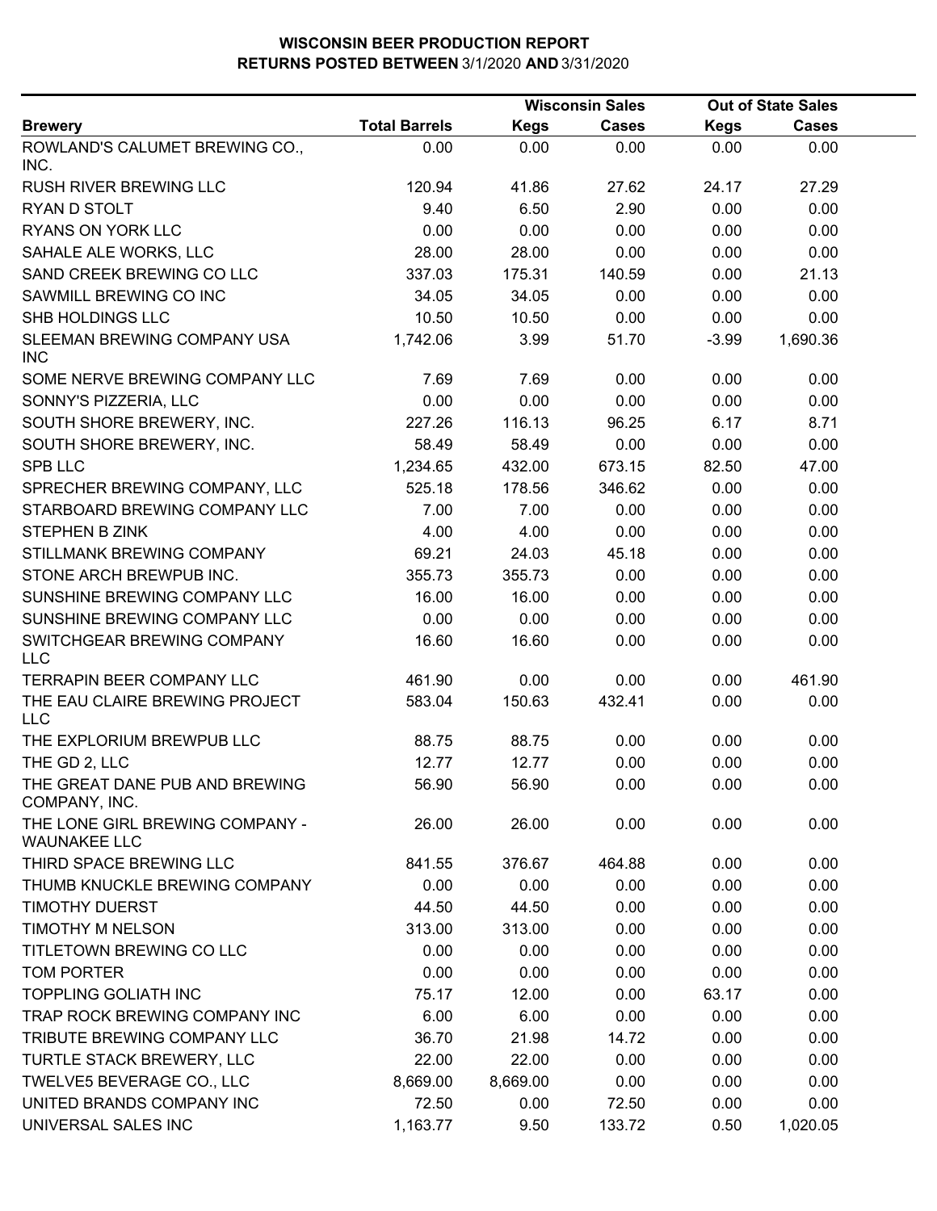# WISCONSIN BEER PRODUCTION REPORT
## RETURNS POSTED BETWEEN 3/1/2020 AND 3/31/2020

| Brewery | Total Barrels | Wisconsin Sales | | Out of State Sales | |
|---|---|---|---|---|---|
| | | Kegs | Cases | Kegs | Cases |
| ROWLAND'S CALUMET BREWING CO., INC. | 0.00 | 0.00 | 0.00 | 0.00 | 0.00 |
| RUSH RIVER BREWING LLC | 120.94 | 41.86 | 27.62 | 24.17 | 27.29 |
| RYAN D STOLT | 9.40 | 6.50 | 2.90 | 0.00 | 0.00 |
| RYANS ON YORK LLC | 0.00 | 0.00 | 0.00 | 0.00 | 0.00 |
| SAHALE ALE WORKS, LLC | 28.00 | 28.00 | 0.00 | 0.00 | 0.00 |
| SAND CREEK BREWING CO LLC | 337.03 | 175.31 | 140.59 | 0.00 | 21.13 |
| SAWMILL BREWING CO INC | 34.05 | 34.05 | 0.00 | 0.00 | 0.00 |
| SHB HOLDINGS LLC | 10.50 | 10.50 | 0.00 | 0.00 | 0.00 |
| SLEEMAN BREWING COMPANY USA INC | 1,742.06 | 3.99 | 51.70 | -3.99 | 1,690.36 |
| SOME NERVE BREWING COMPANY LLC | 7.69 | 7.69 | 0.00 | 0.00 | 0.00 |
| SONNY'S PIZZERIA, LLC | 0.00 | 0.00 | 0.00 | 0.00 | 0.00 |
| SOUTH SHORE BREWERY, INC. | 227.26 | 116.13 | 96.25 | 6.17 | 8.71 |
| SOUTH SHORE BREWERY, INC. | 58.49 | 58.49 | 0.00 | 0.00 | 0.00 |
| SPB LLC | 1,234.65 | 432.00 | 673.15 | 82.50 | 47.00 |
| SPRECHER BREWING COMPANY, LLC | 525.18 | 178.56 | 346.62 | 0.00 | 0.00 |
| STARBOARD BREWING COMPANY LLC | 7.00 | 7.00 | 0.00 | 0.00 | 0.00 |
| STEPHEN B ZINK | 4.00 | 4.00 | 0.00 | 0.00 | 0.00 |
| STILLMANK BREWING COMPANY | 69.21 | 24.03 | 45.18 | 0.00 | 0.00 |
| STONE ARCH BREWPUB INC. | 355.73 | 355.73 | 0.00 | 0.00 | 0.00 |
| SUNSHINE BREWING COMPANY LLC | 16.00 | 16.00 | 0.00 | 0.00 | 0.00 |
| SUNSHINE BREWING COMPANY LLC | 0.00 | 0.00 | 0.00 | 0.00 | 0.00 |
| SWITCHGEAR BREWING COMPANY LLC | 16.60 | 16.60 | 0.00 | 0.00 | 0.00 |
| TERRAPIN BEER COMPANY LLC | 461.90 | 0.00 | 0.00 | 0.00 | 461.90 |
| THE EAU CLAIRE BREWING PROJECT LLC | 583.04 | 150.63 | 432.41 | 0.00 | 0.00 |
| THE EXPLORIUM BREWPUB LLC | 88.75 | 88.75 | 0.00 | 0.00 | 0.00 |
| THE GD 2, LLC | 12.77 | 12.77 | 0.00 | 0.00 | 0.00 |
| THE GREAT DANE PUB AND BREWING COMPANY, INC. | 56.90 | 56.90 | 0.00 | 0.00 | 0.00 |
| THE LONE GIRL BREWING COMPANY - WAUNAKEE LLC | 26.00 | 26.00 | 0.00 | 0.00 | 0.00 |
| THIRD SPACE BREWING LLC | 841.55 | 376.67 | 464.88 | 0.00 | 0.00 |
| THUMB KNUCKLE BREWING COMPANY | 0.00 | 0.00 | 0.00 | 0.00 | 0.00 |
| TIMOTHY DUERST | 44.50 | 44.50 | 0.00 | 0.00 | 0.00 |
| TIMOTHY M NELSON | 313.00 | 313.00 | 0.00 | 0.00 | 0.00 |
| TITLETOWN BREWING CO LLC | 0.00 | 0.00 | 0.00 | 0.00 | 0.00 |
| TOM PORTER | 0.00 | 0.00 | 0.00 | 0.00 | 0.00 |
| TOPPLING GOLIATH INC | 75.17 | 12.00 | 0.00 | 63.17 | 0.00 |
| TRAP ROCK BREWING COMPANY INC | 6.00 | 6.00 | 0.00 | 0.00 | 0.00 |
| TRIBUTE BREWING COMPANY LLC | 36.70 | 21.98 | 14.72 | 0.00 | 0.00 |
| TURTLE STACK BREWERY, LLC | 22.00 | 22.00 | 0.00 | 0.00 | 0.00 |
| TWELVE5 BEVERAGE CO., LLC | 8,669.00 | 8,669.00 | 0.00 | 0.00 | 0.00 |
| UNITED BRANDS COMPANY INC | 72.50 | 0.00 | 72.50 | 0.00 | 0.00 |
| UNIVERSAL SALES INC | 1,163.77 | 9.50 | 133.72 | 0.50 | 1,020.05 |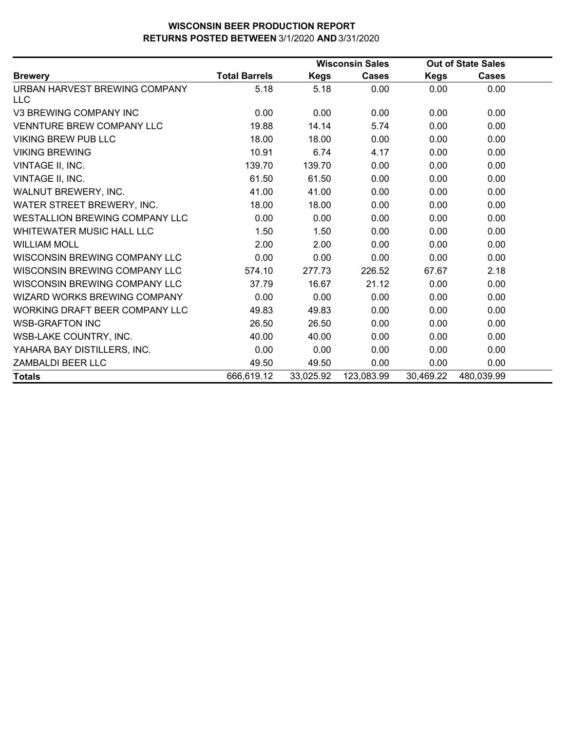**WISCONSIN BEER PRODUCTION REPORT**
**RETURNS POSTED BETWEEN** 3/1/2020 **AND** 3/31/2020

| | | Wisconsin Sales | | Out of State Sales | |
|---|---|---|---|---|---|
| **Brewery** | **Total Barrels** | **Kegs** | **Cases** | **Kegs** | **Cases** |
| URBAN HARVEST BREWING COMPANY LLC | 5.18 | 5.18 | 0.00 | 0.00 | 0.00 |
| V3 BREWING COMPANY INC | 0.00 | 0.00 | 0.00 | 0.00 | 0.00 |
| VENNTURE BREW COMPANY LLC | 19.88 | 14.14 | 5.74 | 0.00 | 0.00 |
| VIKING BREW PUB LLC | 18.00 | 18.00 | 0.00 | 0.00 | 0.00 |
| VIKING BREWING | 10.91 | 6.74 | 4.17 | 0.00 | 0.00 |
| VINTAGE II, INC. | 139.70 | 139.70 | 0.00 | 0.00 | 0.00 |
| VINTAGE II, INC. | 61.50 | 61.50 | 0.00 | 0.00 | 0.00 |
| WALNUT BREWERY, INC. | 41.00 | 41.00 | 0.00 | 0.00 | 0.00 |
| WATER STREET BREWERY, INC. | 18.00 | 18.00 | 0.00 | 0.00 | 0.00 |
| WESTALLION BREWING COMPANY LLC | 0.00 | 0.00 | 0.00 | 0.00 | 0.00 |
| WHITEWATER MUSIC HALL LLC | 1.50 | 1.50 | 0.00 | 0.00 | 0.00 |
| WILLIAM MOLL | 2.00 | 2.00 | 0.00 | 0.00 | 0.00 |
| WISCONSIN BREWING COMPANY LLC | 0.00 | 0.00 | 0.00 | 0.00 | 0.00 |
| WISCONSIN BREWING COMPANY LLC | 574.10 | 277.73 | 226.52 | 67.67 | 2.18 |
| WISCONSIN BREWING COMPANY LLC | 37.79 | 16.67 | 21.12 | 0.00 | 0.00 |
| WIZARD WORKS BREWING COMPANY | 0.00 | 0.00 | 0.00 | 0.00 | 0.00 |
| WORKING DRAFT BEER COMPANY LLC | 49.83 | 49.83 | 0.00 | 0.00 | 0.00 |
| WSB-GRAFTON INC | 26.50 | 26.50 | 0.00 | 0.00 | 0.00 |
| WSB-LAKE COUNTRY, INC. | 40.00 | 40.00 | 0.00 | 0.00 | 0.00 |
| YAHARA BAY DISTILLERS, INC. | 0.00 | 0.00 | 0.00 | 0.00 | 0.00 |
| ZAMBALDI BEER LLC | 49.50 | 49.50 | 0.00 | 0.00 | 0.00 |
| **Totals** | 666,619.12 | 33,025.92 | 123,083.99 | 30,469.22 | 480,039.99 |